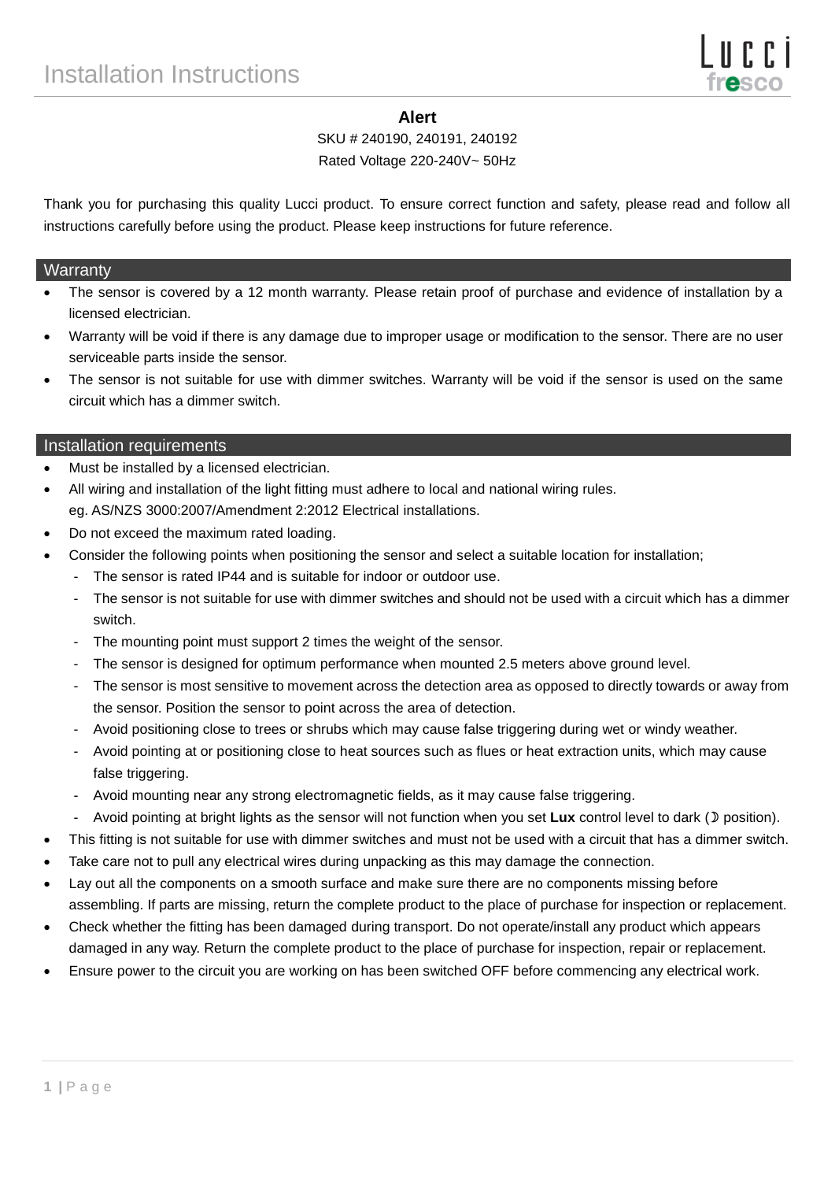# Installation Instructions

Lucci fresco

**Alert**

SKU # 240190, 240191, 240192

Rated Voltage 220-240V~ 50Hz

Thank you for purchasing this quality Lucci product. To ensure correct function and safety, please read and follow all instructions carefully before using the product. Please keep instructions for future reference.

## Warranty

- The sensor is covered by a 12 month warranty. Please retain proof of purchase and evidence of installation by a licensed electrician.
- Warranty will be void if there is any damage due to improper usage or modification to the sensor. There are no user serviceable parts inside the sensor.
- The sensor is not suitable for use with dimmer switches. Warranty will be void if the sensor is used on the same circuit which has a dimmer switch.

## Installation requirements

- Must be installed by a licensed electrician.
- All wiring and installation of the light fitting must adhere to local and national wiring rules. eg. AS/NZS 3000:2007/Amendment 2:2012 Electrical installations.
- Do not exceed the maximum rated loading.
- Consider the following points when positioning the sensor and select a suitable location for installation;
  - The sensor is rated IP44 and is suitable for indoor or outdoor use.
  - The sensor is not suitable for use with dimmer switches and should not be used with a circuit which has a dimmer switch.
  - The mounting point must support 2 times the weight of the sensor.
  - The sensor is designed for optimum performance when mounted 2.5 meters above ground level.
  - The sensor is most sensitive to movement across the detection area as opposed to directly towards or away from the sensor. Position the sensor to point across the area of detection.
  - Avoid positioning close to trees or shrubs which may cause false triggering during wet or windy weather.
  - Avoid pointing at or positioning close to heat sources such as flues or heat extraction units, which may cause false triggering.
  - Avoid mounting near any strong electromagnetic fields, as it may cause false triggering.
  - Avoid pointing at bright lights as the sensor will not function when you set **Lux** control level to dark (☽ position).
- This fitting is not suitable for use with dimmer switches and must not be used with a circuit that has a dimmer switch.
- Take care not to pull any electrical wires during unpacking as this may damage the connection.
- Lay out all the components on a smooth surface and make sure there are no components missing before assembling. If parts are missing, return the complete product to the place of purchase for inspection or replacement.
- Check whether the fitting has been damaged during transport. Do not operate/install any product which appears damaged in any way. Return the complete product to the place of purchase for inspection, repair or replacement.
- Ensure power to the circuit you are working on has been switched OFF before commencing any electrical work.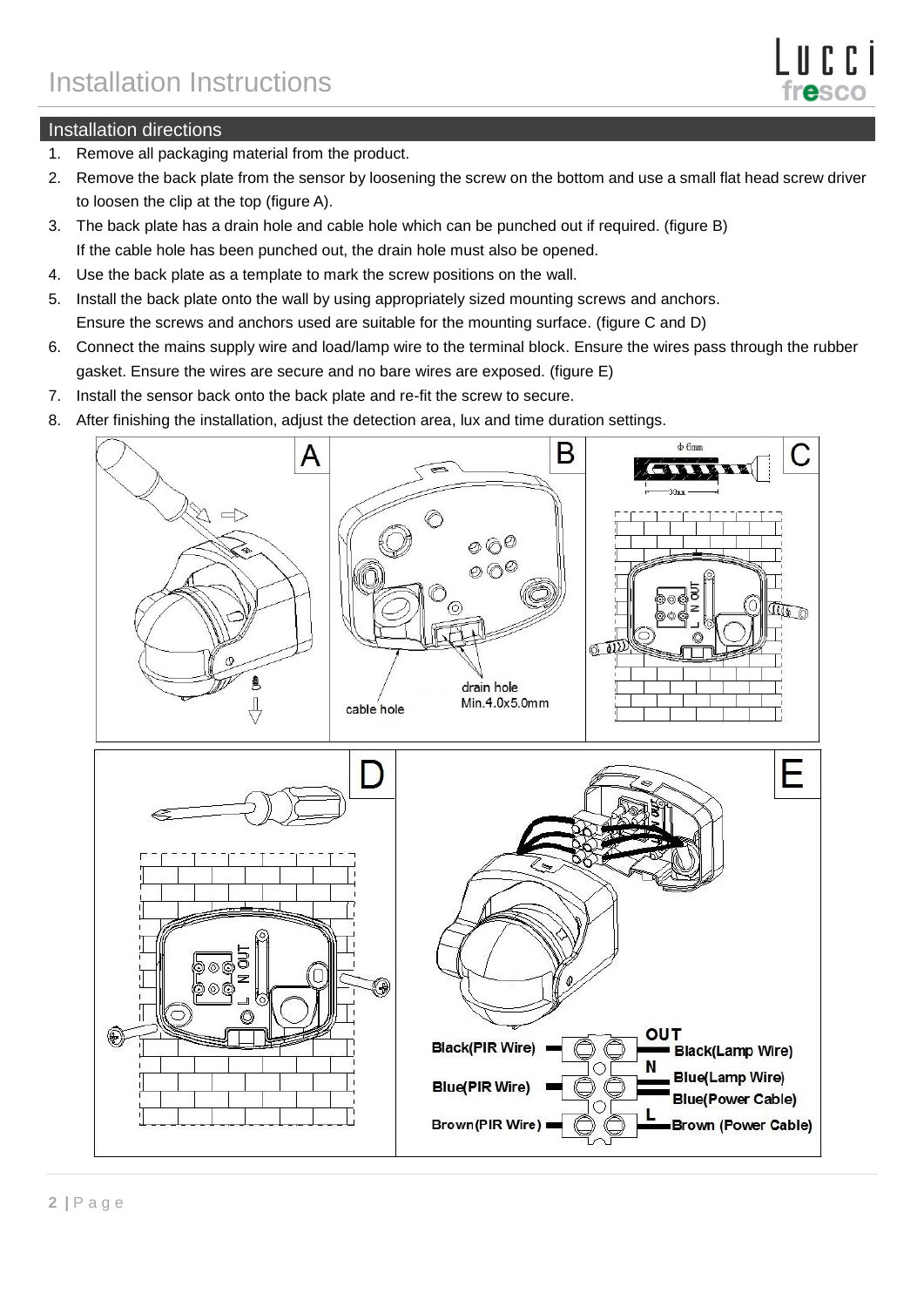# Installation Instructions

## Installation directions

1. Remove all packaging material from the product.
2. Remove the back plate from the sensor by loosening the screw on the bottom and use a small flat head screw driver to loosen the clip at the top (figure A).
3. The back plate has a drain hole and cable hole which can be punched out if required. (figure B)
   If the cable hole has been punched out, the drain hole must also be opened.
4. Use the back plate as a template to mark the screw positions on the wall.
5. Install the back plate onto the wall by using appropriately sized mounting screws and anchors.
   Ensure the screws and anchors used are suitable for the mounting surface. (figure C and D)
6. Connect the mains supply wire and load/lamp wire to the terminal block. Ensure the wires pass through the rubber gasket. Ensure the wires are secure and no bare wires are exposed. (figure E)
7. Install the sensor back onto the back plate and re-fit the screw to secure.
8. After finishing the installation, adjust the detection area, lux and time duration settings.

A

B

drain hole
Min.4.0x5.0mm

cable hole

C

Φ 6mm

30mm

L N OUT

D

L N OUT

E

OUT

Black(PIR Wire) — Black(Lamp Wire)

N

Blue(PIR Wire) — Blue(Lamp Wire), Blue(Power Cable)

L

Brown(PIR Wire) — Brown (Power Cable)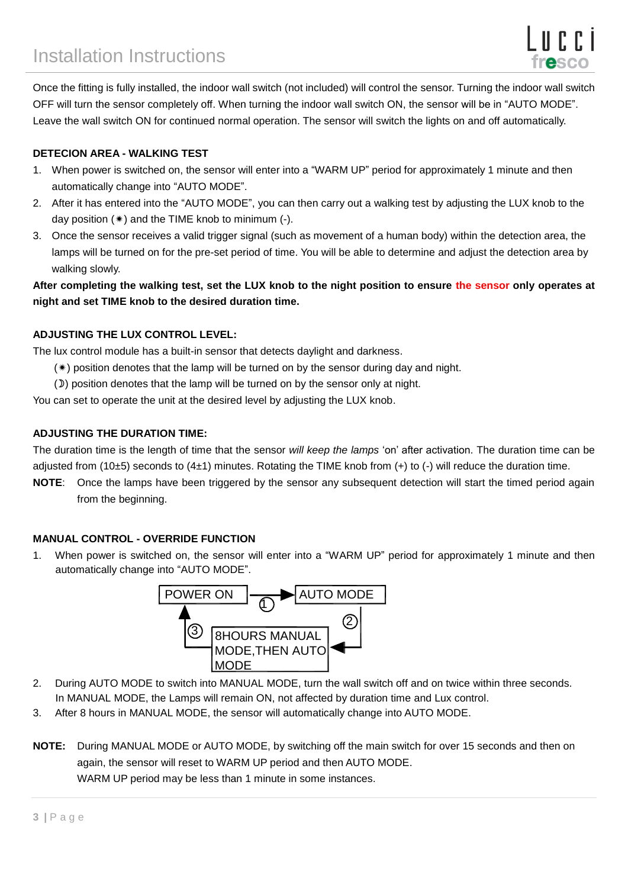# Installation Instructions

Once the fitting is fully installed, the indoor wall switch (not included) will control the sensor. Turning the indoor wall switch OFF will turn the sensor completely off. When turning the indoor wall switch ON, the sensor will be in "AUTO MODE". Leave the wall switch ON for continued normal operation. The sensor will switch the lights on and off automatically.

**DETECION AREA - WALKING TEST**

1. When power is switched on, the sensor will enter into a "WARM UP" period for approximately 1 minute and then automatically change into "AUTO MODE".
2. After it has entered into the "AUTO MODE", you can then carry out a walking test by adjusting the LUX knob to the day position (☀) and the TIME knob to minimum (-).
3. Once the sensor receives a valid trigger signal (such as movement of a human body) within the detection area, the lamps will be turned on for the pre-set period of time. You will be able to determine and adjust the detection area by walking slowly.

**After completing the walking test, set the LUX knob to the night position to ensure the sensor only operates at night and set TIME knob to the desired duration time.**

**ADJUSTING THE LUX CONTROL LEVEL:**

The lux control module has a built-in sensor that detects daylight and darkness.

(☀) position denotes that the lamp will be turned on by the sensor during day and night.

(☽) position denotes that the lamp will be turned on by the sensor only at night.

You can set to operate the unit at the desired level by adjusting the LUX knob.

**ADJUSTING THE DURATION TIME:**

The duration time is the length of time that the sensor *will keep the lamps* 'on' after activation. The duration time can be adjusted from (10±5) seconds to (4±1) minutes. Rotating the TIME knob from (+) to (-) will reduce the duration time.

**NOTE**: Once the lamps have been triggered by the sensor any subsequent detection will start the timed period again from the beginning.

**MANUAL CONTROL - OVERRIDE FUNCTION**

1. When power is switched on, the sensor will enter into a "WARM UP" period for approximately 1 minute and then automatically change into "AUTO MODE".

POWER ON → ① → AUTO MODE → ② → 8HOURS MANUAL MODE,THEN AUTO MODE → ③ → POWER ON

2. During AUTO MODE to switch into MANUAL MODE, turn the wall switch off and on twice within three seconds. In MANUAL MODE, the Lamps will remain ON, not affected by duration time and Lux control.
3. After 8 hours in MANUAL MODE, the sensor will automatically change into AUTO MODE.

**NOTE:** During MANUAL MODE or AUTO MODE, by switching off the main switch for over 15 seconds and then on again, the sensor will reset to WARM UP period and then AUTO MODE.
WARM UP period may be less than 1 minute in some instances.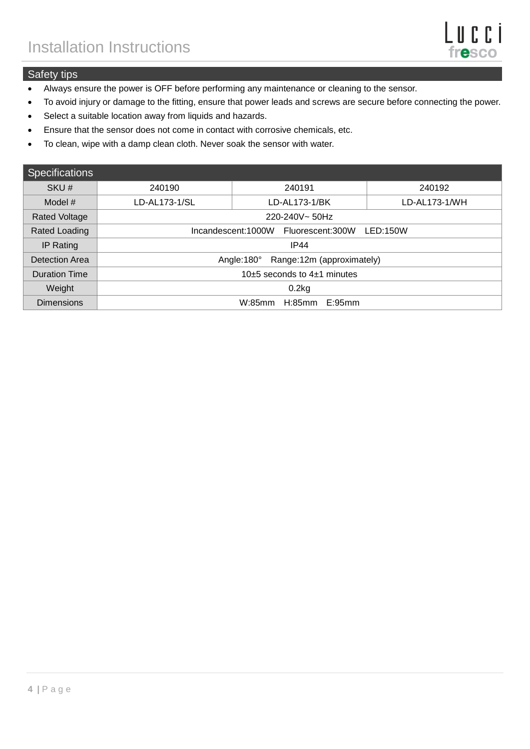# Installation Instructions

## Safety tips

- Always ensure the power is OFF before performing any maintenance or cleaning to the sensor.
- To avoid injury or damage to the fitting, ensure that power leads and screws are secure before connecting the power.
- Select a suitable location away from liquids and hazards.
- Ensure that the sensor does not come in contact with corrosive chemicals, etc.
- To clean, wipe with a damp clean cloth. Never soak the sensor with water.

## Specifications

| SKU # | 240190 | 240191 | 240192 |
|---|---|---|---|
| Model # | LD-AL173-1/SL | LD-AL173-1/BK | LD-AL173-1/WH |
| Rated Voltage | 220-240V~ 50Hz | | |
| Rated Loading | Incandescent:1000W Fluorescent:300W LED:150W | | |
| IP Rating | IP44 | | |
| Detection Area | Angle:180° Range:12m (approximately) | | |
| Duration Time | 10±5 seconds to 4±1 minutes | | |
| Weight | 0.2kg | | |
| Dimensions | W:85mm H:85mm E:95mm | | |